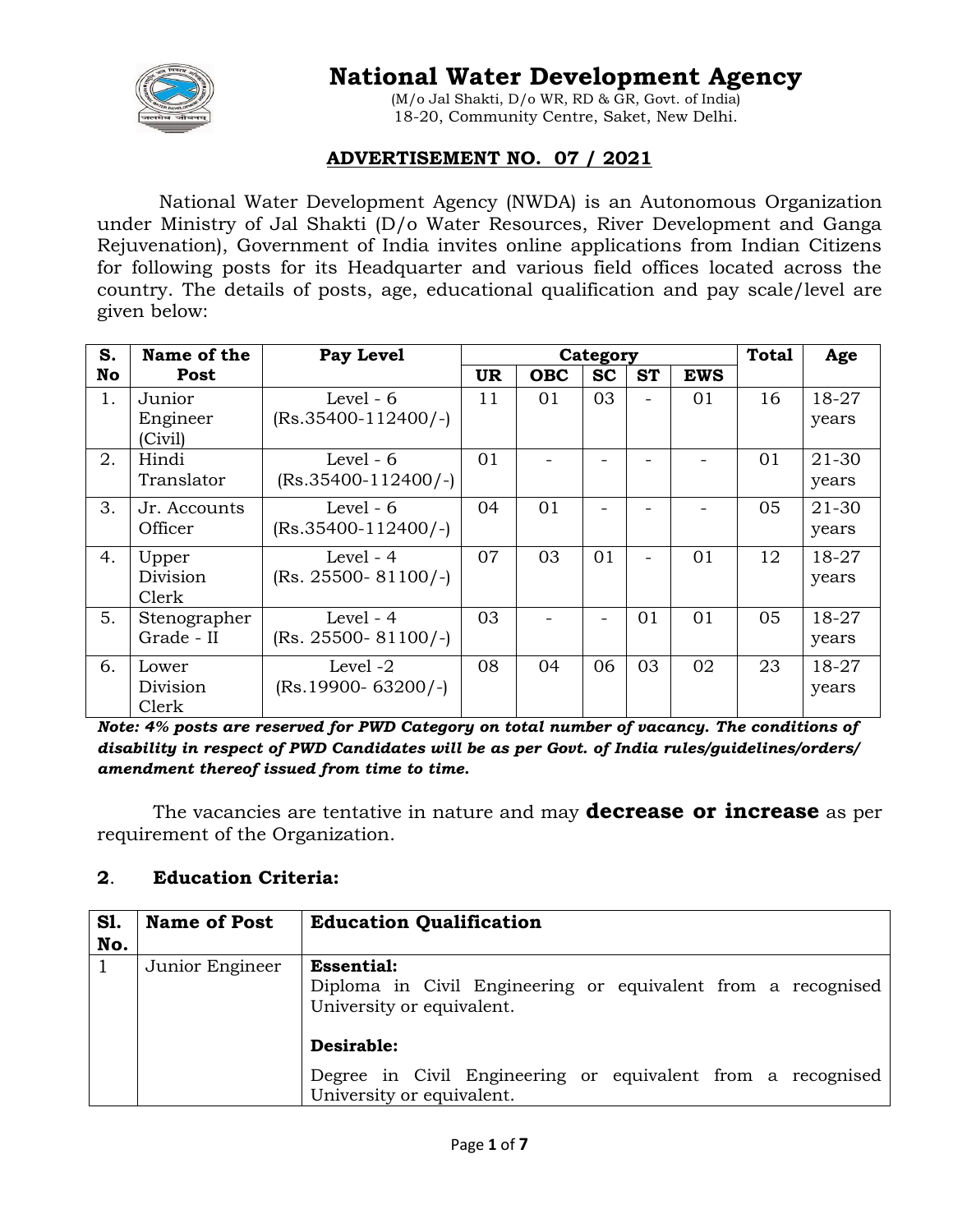# National Water Development Agency

(M/o Jal Shakti, D/o WR, RD & GR, Govt. of India)
18-20, Community Centre, Saket, New Delhi.

## ADVERTISEMENT NO. 07 / 2021

National Water Development Agency (NWDA) is an Autonomous Organization under Ministry of Jal Shakti (D/o Water Resources, River Development and Ganga Rejuvenation), Government of India invites online applications from Indian Citizens for following posts for its Headquarter and various field offices located across the country. The details of posts, age, educational qualification and pay scale/level are given below:

| S. No | Name of the Post | Pay Level | Category | | | | | Total | Age |
|---|---|---|---|---|---|---|---|---|---|
| | | | UR | OBC | SC | ST | EWS | | |
| 1. | Junior Engineer (Civil) | Level - 6 (Rs.35400-112400/-) | 11 | 01 | 03 | - | 01 | 16 | 18-27 years |
| 2. | Hindi Translator | Level - 6 (Rs.35400-112400/-) | 01 | - | - | - | - | 01 | 21-30 years |
| 3. | Jr. Accounts Officer | Level - 6 (Rs.35400-112400/-) | 04 | 01 | - | - | - | 05 | 21-30 years |
| 4. | Upper Division Clerk | Level - 4 (Rs. 25500- 81100/-) | 07 | 03 | 01 | - | 01 | 12 | 18-27 years |
| 5. | Stenographer Grade - II | Level - 4 (Rs. 25500- 81100/-) | 03 | - | - | 01 | 01 | 05 | 18-27 years |
| 6. | Lower Division Clerk | Level -2 (Rs.19900- 63200/-) | 08 | 04 | 06 | 03 | 02 | 23 | 18-27 years |

***Note: 4% posts are reserved for PWD Category on total number of vacancy. The conditions of disability in respect of PWD Candidates will be as per Govt. of India rules/guidelines/orders/ amendment thereof issued from time to time.***

The vacancies are tentative in nature and may **decrease or increase** as per requirement of the Organization.

## 2. Education Criteria:

| Sl. No. | Name of Post | Education Qualification |
|---|---|---|
| 1 | Junior Engineer | **Essential:** Diploma in Civil Engineering or equivalent from a recognised University or equivalent. **Desirable:** Degree in Civil Engineering or equivalent from a recognised University or equivalent. |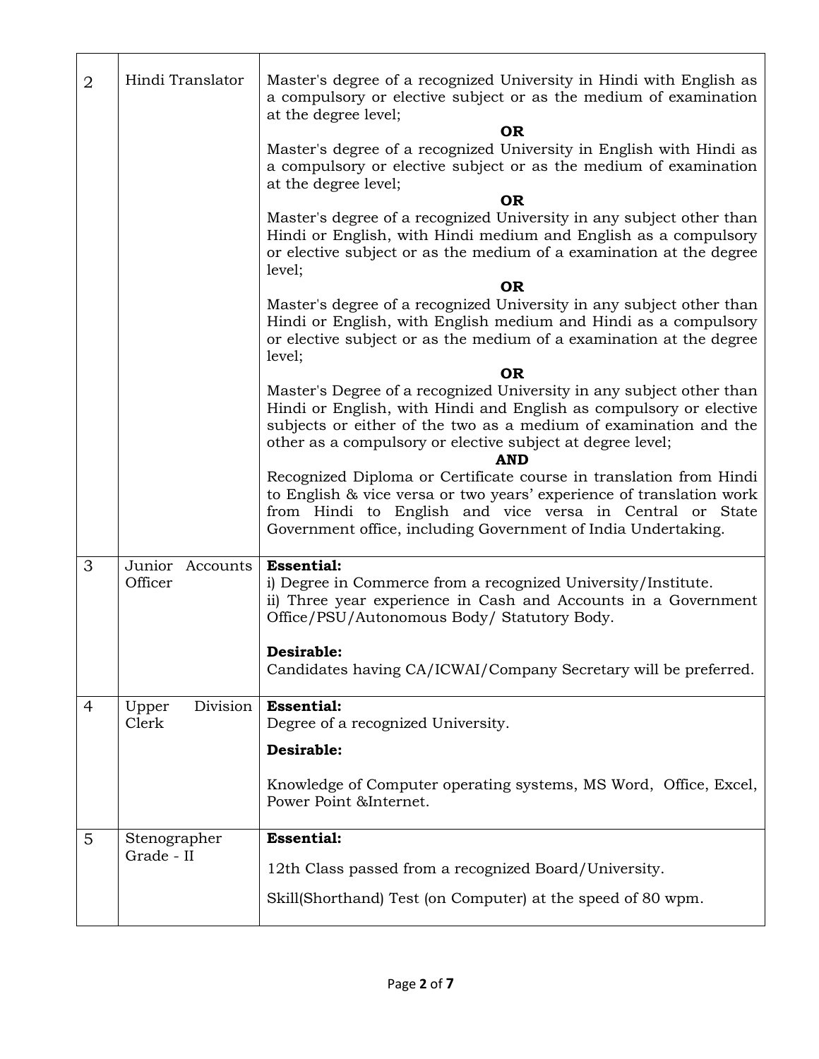| 2 | Hindi Translator | Master's degree of a recognized University in Hindi with English as a compulsory or elective subject or as the medium of examination at the degree level;<br>**OR**<br>Master's degree of a recognized University in English with Hindi as a compulsory or elective subject or as the medium of examination at the degree level;<br>**OR**<br>Master's degree of a recognized University in any subject other than Hindi or English, with Hindi medium and English as a compulsory or elective subject or as the medium of a examination at the degree level;<br>**OR**<br>Master's degree of a recognized University in any subject other than Hindi or English, with English medium and Hindi as a compulsory or elective subject or as the medium of a examination at the degree level;<br>**OR**<br>Master's Degree of a recognized University in any subject other than Hindi or English, with Hindi and English as compulsory or elective subjects or either of the two as a medium of examination and the other as a compulsory or elective subject at degree level;<br>**AND**<br>Recognized Diploma or Certificate course in translation from Hindi to English & vice versa or two years' experience of translation work from Hindi to English and vice versa in Central or State Government office, including Government of India Undertaking. |
|---|---|---|
| 3 | Junior Accounts Officer | **Essential:**<br>i) Degree in Commerce from a recognized University/Institute.<br>ii) Three year experience in Cash and Accounts in a Government Office/PSU/Autonomous Body/ Statutory Body.<br><br>**Desirable:**<br>Candidates having CA/ICWAI/Company Secretary will be preferred. |
| 4 | Upper Division Clerk | **Essential:**<br>Degree of a recognized University.<br>**Desirable:**<br>Knowledge of Computer operating systems, MS Word, Office, Excel, Power Point &Internet. |
| 5 | Stenographer Grade - II | **Essential:**<br>12th Class passed from a recognized Board/University.<br>Skill(Shorthand) Test (on Computer) at the speed of 80 wpm. |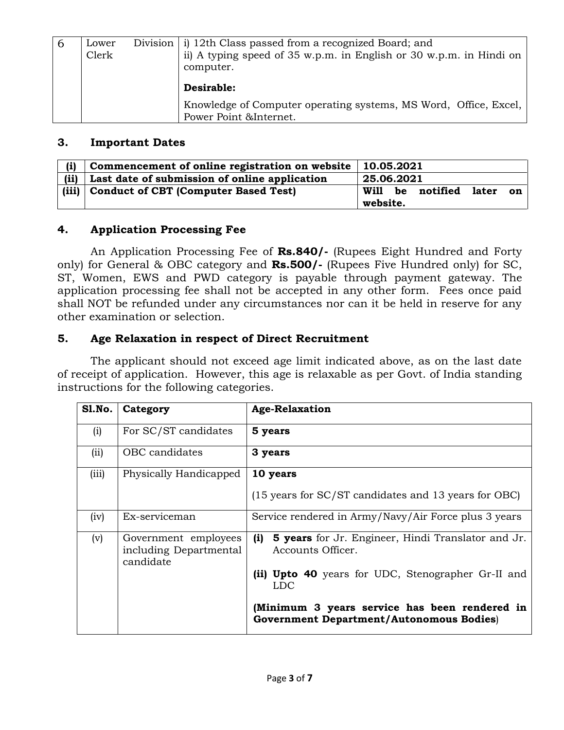| 6 | Lower Division Clerk | i) 12th Class passed from a recognized Board; and<br>ii) A typing speed of 35 w.p.m. in English or 30 w.p.m. in Hindi on computer.<br><br>**Desirable:**<br><br>Knowledge of Computer operating systems, MS Word, Office, Excel, Power Point &Internet. |
|---|---|---|

## 3. Important Dates

| (i) | Commencement of online registration on website | 10.05.2021 |
|---|---|---|
| **(ii)** | **Last date of submission of online application** | **25.06.2021** |
| **(iii)** | **Conduct of CBT (Computer Based Test)** | **Will be notified later on website.** |

## 4. Application Processing Fee

An Application Processing Fee of **Rs.840/-** (Rupees Eight Hundred and Forty only) for General & OBC category and **Rs.500/-** (Rupees Five Hundred only) for SC, ST, Women, EWS and PWD category is payable through payment gateway. The application processing fee shall not be accepted in any other form. Fees once paid shall NOT be refunded under any circumstances nor can it be held in reserve for any other examination or selection.

## 5. Age Relaxation in respect of Direct Recruitment

The applicant should not exceed age limit indicated above, as on the last date of receipt of application. However, this age is relaxable as per Govt. of India standing instructions for the following categories.

| Sl.No. | Category | Age-Relaxation |
|---|---|---|
| (i) | For SC/ST candidates | **5 years** |
| (ii) | OBC candidates | **3 years** |
| (iii) | Physically Handicapped | **10 years**<br><br>(15 years for SC/ST candidates and 13 years for OBC) |
| (iv) | Ex-serviceman | Service rendered in Army/Navy/Air Force plus 3 years |
| (v) | Government employees including Departmental candidate | **(i) 5 years** for Jr. Engineer, Hindi Translator and Jr. Accounts Officer.<br><br>**(ii) Upto 40** years for UDC, Stenographer Gr-II and LDC<br><br>**(Minimum 3 years service has been rendered in Government Department/Autonomous Bodies**) |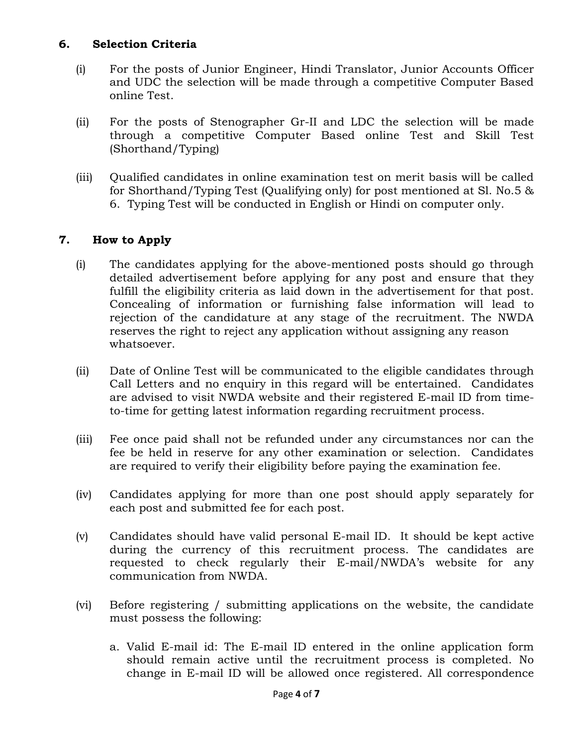## 6. Selection Criteria

(i) For the posts of Junior Engineer, Hindi Translator, Junior Accounts Officer and UDC the selection will be made through a competitive Computer Based online Test.

(ii) For the posts of Stenographer Gr-II and LDC the selection will be made through a competitive Computer Based online Test and Skill Test (Shorthand/Typing)

(iii) Qualified candidates in online examination test on merit basis will be called for Shorthand/Typing Test (Qualifying only) for post mentioned at Sl. No.5 & 6. Typing Test will be conducted in English or Hindi on computer only.

## 7. How to Apply

(i) The candidates applying for the above-mentioned posts should go through detailed advertisement before applying for any post and ensure that they fulfill the eligibility criteria as laid down in the advertisement for that post. Concealing of information or furnishing false information will lead to rejection of the candidature at any stage of the recruitment. The NWDA reserves the right to reject any application without assigning any reason whatsoever.

(ii) Date of Online Test will be communicated to the eligible candidates through Call Letters and no enquiry in this regard will be entertained. Candidates are advised to visit NWDA website and their registered E-mail ID from time-to-time for getting latest information regarding recruitment process.

(iii) Fee once paid shall not be refunded under any circumstances nor can the fee be held in reserve for any other examination or selection. Candidates are required to verify their eligibility before paying the examination fee.

(iv) Candidates applying for more than one post should apply separately for each post and submitted fee for each post.

(v) Candidates should have valid personal E-mail ID. It should be kept active during the currency of this recruitment process. The candidates are requested to check regularly their E-mail/NWDA's website for any communication from NWDA.

(vi) Before registering / submitting applications on the website, the candidate must possess the following:

a. Valid E-mail id: The E-mail ID entered in the online application form should remain active until the recruitment process is completed. No change in E-mail ID will be allowed once registered. All correspondence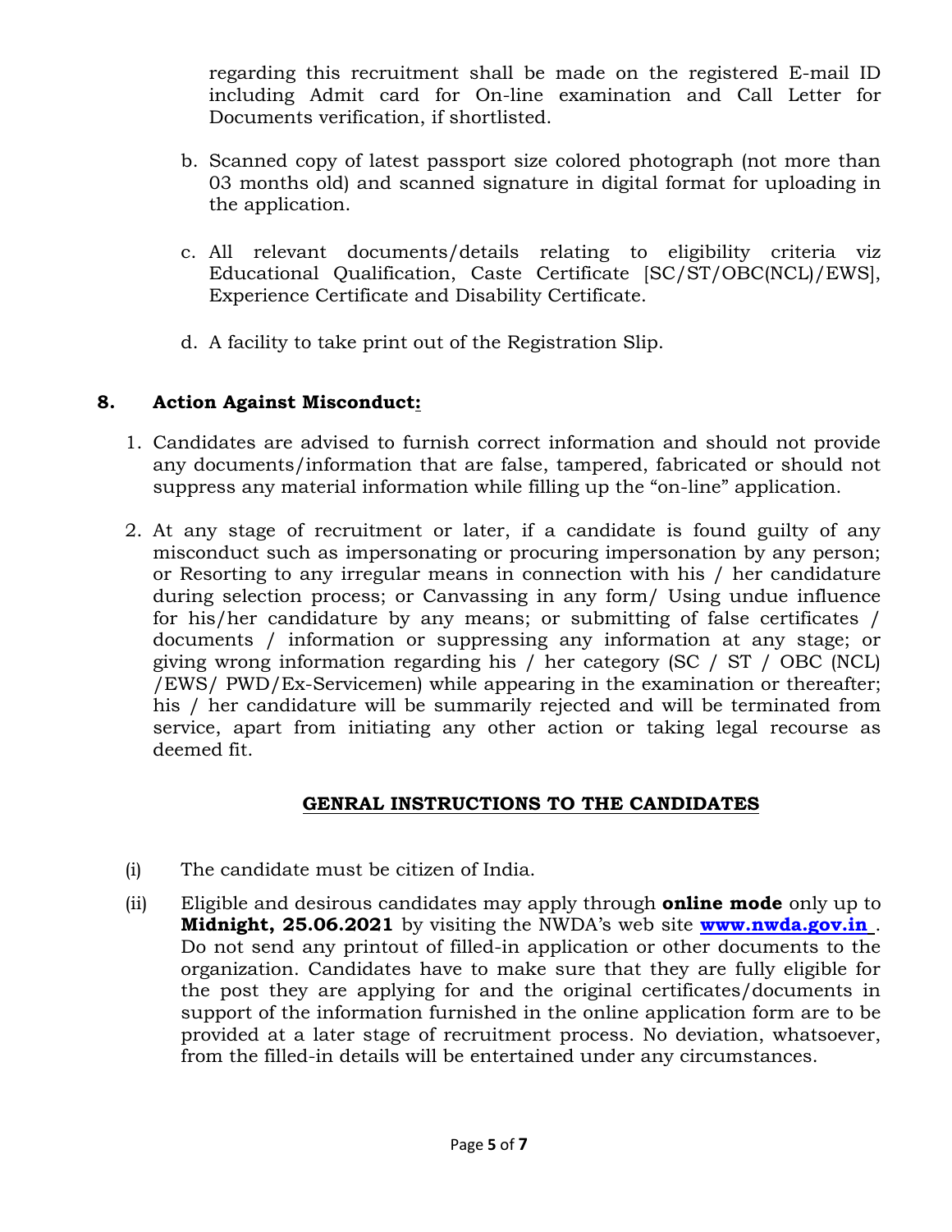regarding this recruitment shall be made on the registered E-mail ID including Admit card for On-line examination and Call Letter for Documents verification, if shortlisted.

b. Scanned copy of latest passport size colored photograph (not more than 03 months old) and scanned signature in digital format for uploading in the application.

c. All relevant documents/details relating to eligibility criteria viz Educational Qualification, Caste Certificate [SC/ST/OBC(NCL)/EWS], Experience Certificate and Disability Certificate.

d. A facility to take print out of the Registration Slip.

## 8. Action Against Misconduct:

1. Candidates are advised to furnish correct information and should not provide any documents/information that are false, tampered, fabricated or should not suppress any material information while filling up the "on-line" application.

2. At any stage of recruitment or later, if a candidate is found guilty of any misconduct such as impersonating or procuring impersonation by any person; or Resorting to any irregular means in connection with his / her candidature during selection process; or Canvassing in any form/ Using undue influence for his/her candidature by any means; or submitting of false certificates / documents / information or suppressing any information at any stage; or giving wrong information regarding his / her category (SC / ST / OBC (NCL) /EWS/ PWD/Ex-Servicemen) while appearing in the examination or thereafter; his / her candidature will be summarily rejected and will be terminated from service, apart from initiating any other action or taking legal recourse as deemed fit.

## GENRAL INSTRUCTIONS TO THE CANDIDATES

(i) The candidate must be citizen of India.

(ii) Eligible and desirous candidates may apply through **online mode** only up to **Midnight, 25.06.2021** by visiting the NWDA's web site **www.nwda.gov.in** . Do not send any printout of filled-in application or other documents to the organization. Candidates have to make sure that they are fully eligible for the post they are applying for and the original certificates/documents in support of the information furnished in the online application form are to be provided at a later stage of recruitment process. No deviation, whatsoever, from the filled-in details will be entertained under any circumstances.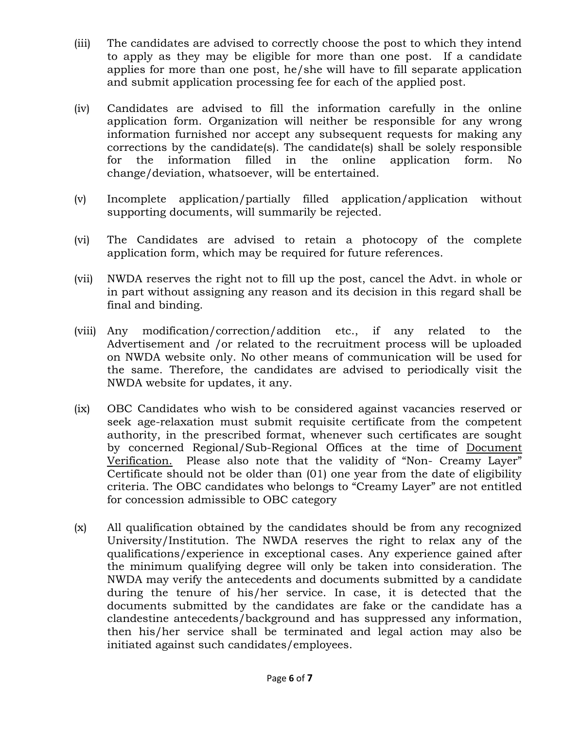(iii) The candidates are advised to correctly choose the post to which they intend to apply as they may be eligible for more than one post. If a candidate applies for more than one post, he/she will have to fill separate application and submit application processing fee for each of the applied post.

(iv) Candidates are advised to fill the information carefully in the online application form. Organization will neither be responsible for any wrong information furnished nor accept any subsequent requests for making any corrections by the candidate(s). The candidate(s) shall be solely responsible for the information filled in the online application form. No change/deviation, whatsoever, will be entertained.

(v) Incomplete application/partially filled application/application without supporting documents, will summarily be rejected.

(vi) The Candidates are advised to retain a photocopy of the complete application form, which may be required for future references.

(vii) NWDA reserves the right not to fill up the post, cancel the Advt. in whole or in part without assigning any reason and its decision in this regard shall be final and binding.

(viii) Any modification/correction/addition etc., if any related to the Advertisement and /or related to the recruitment process will be uploaded on NWDA website only. No other means of communication will be used for the same. Therefore, the candidates are advised to periodically visit the NWDA website for updates, it any.

(ix) OBC Candidates who wish to be considered against vacancies reserved or seek age-relaxation must submit requisite certificate from the competent authority, in the prescribed format, whenever such certificates are sought by concerned Regional/Sub-Regional Offices at the time of <u>Document Verification.</u> Please also note that the validity of "Non- Creamy Layer" Certificate should not be older than (01) one year from the date of eligibility criteria. The OBC candidates who belongs to "Creamy Layer" are not entitled for concession admissible to OBC category

(x) All qualification obtained by the candidates should be from any recognized University/Institution. The NWDA reserves the right to relax any of the qualifications/experience in exceptional cases. Any experience gained after the minimum qualifying degree will only be taken into consideration. The NWDA may verify the antecedents and documents submitted by a candidate during the tenure of his/her service. In case, it is detected that the documents submitted by the candidates are fake or the candidate has a clandestine antecedents/background and has suppressed any information, then his/her service shall be terminated and legal action may also be initiated against such candidates/employees.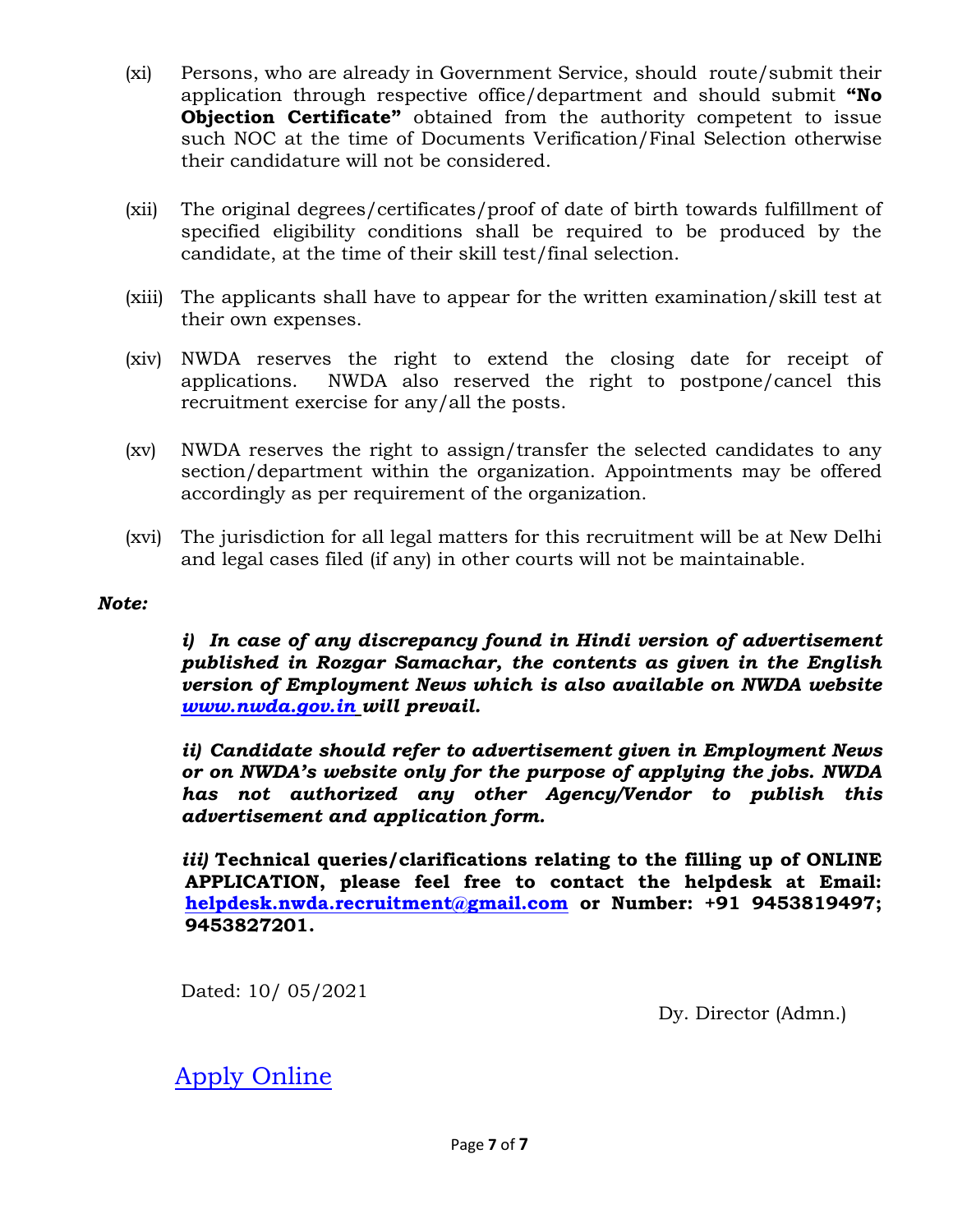(xi) Persons, who are already in Government Service, should route/submit their application through respective office/department and should submit **"No Objection Certificate"** obtained from the authority competent to issue such NOC at the time of Documents Verification/Final Selection otherwise their candidature will not be considered.

(xii) The original degrees/certificates/proof of date of birth towards fulfillment of specified eligibility conditions shall be required to be produced by the candidate, at the time of their skill test/final selection.

(xiii) The applicants shall have to appear for the written examination/skill test at their own expenses.

(xiv) NWDA reserves the right to extend the closing date for receipt of applications. NWDA also reserved the right to postpone/cancel this recruitment exercise for any/all the posts.

(xv) NWDA reserves the right to assign/transfer the selected candidates to any section/department within the organization. Appointments may be offered accordingly as per requirement of the organization.

(xvi) The jurisdiction for all legal matters for this recruitment will be at New Delhi and legal cases filed (if any) in other courts will not be maintainable.

***Note:***

***i) In case of any discrepancy found in Hindi version of advertisement published in Rozgar Samachar, the contents as given in the English version of Employment News which is also available on NWDA website [www.nwda.gov.in](http://www.nwda.gov.in) will prevail.***

***ii) Candidate should refer to advertisement given in Employment News or on NWDA's website only for the purpose of applying the jobs. NWDA has not authorized any other Agency/Vendor to publish this advertisement and application form.***

***iii)* Technical queries/clarifications relating to the filling up of ONLINE APPLICATION, please feel free to contact the helpdesk at Email: [helpdesk.nwda.recruitment@gmail.com](mailto:helpdesk.nwda.recruitment@gmail.com) or Number: +91 9453819497; 9453827201.**

Dated: 10/ 05/2021

Dy. Director (Admn.)

Apply Online